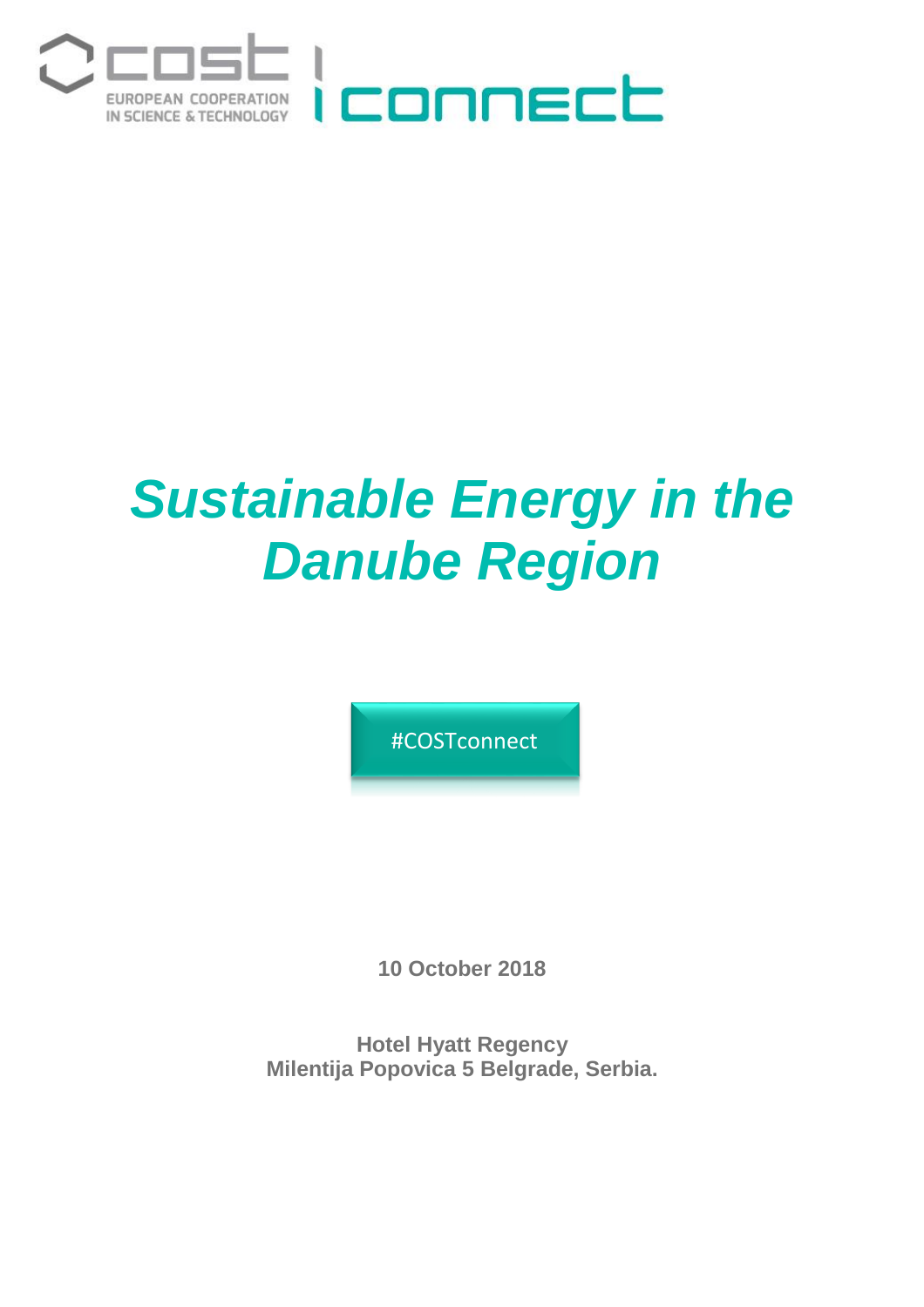COST EUROPEAN COOPERATION IN SCIENCE & TECHNOLOGY | connect

# *Sustainable Energy in the Danube Region*

#COSTconnect

**10 October 2018**

**Hotel Hyatt Regency**
**Milentija Popovica 5 Belgrade, Serbia.**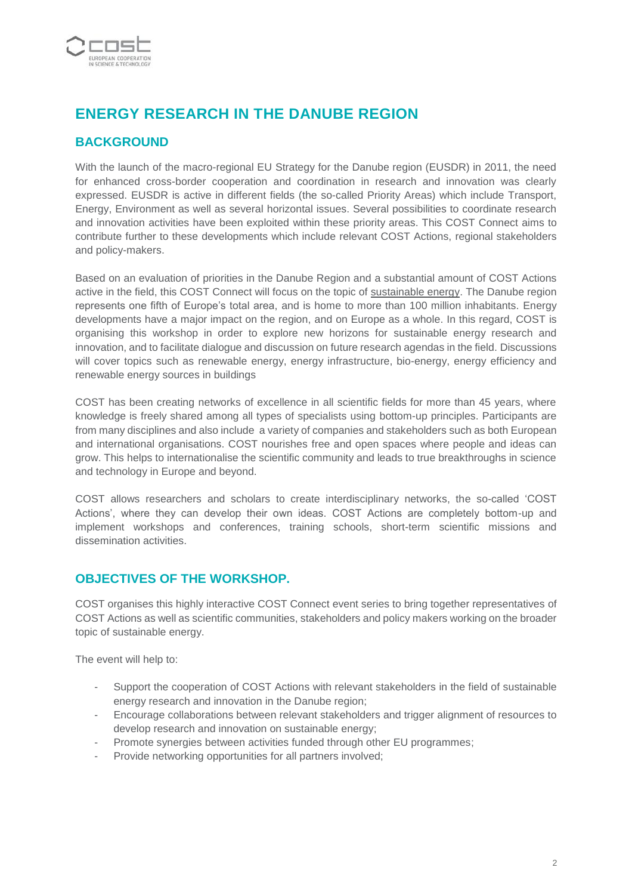# ENERGY RESEARCH IN THE DANUBE REGION

## BACKGROUND

With the launch of the macro-regional EU Strategy for the Danube region (EUSDR) in 2011, the need for enhanced cross-border cooperation and coordination in research and innovation was clearly expressed. EUSDR is active in different fields (the so-called Priority Areas) which include Transport, Energy, Environment as well as several horizontal issues. Several possibilities to coordinate research and innovation activities have been exploited within these priority areas. This COST Connect aims to contribute further to these developments which include relevant COST Actions, regional stakeholders and policy-makers.

Based on an evaluation of priorities in the Danube Region and a substantial amount of COST Actions active in the field, this COST Connect will focus on the topic of sustainable energy. The Danube region represents one fifth of Europe's total area, and is home to more than 100 million inhabitants. Energy developments have a major impact on the region, and on Europe as a whole. In this regard, COST is organising this workshop in order to explore new horizons for sustainable energy research and innovation, and to facilitate dialogue and discussion on future research agendas in the field. Discussions will cover topics such as renewable energy, energy infrastructure, bio-energy, energy efficiency and renewable energy sources in buildings

COST has been creating networks of excellence in all scientific fields for more than 45 years, where knowledge is freely shared among all types of specialists using bottom-up principles. Participants are from many disciplines and also include a variety of companies and stakeholders such as both European and international organisations. COST nourishes free and open spaces where people and ideas can grow. This helps to internationalise the scientific community and leads to true breakthroughs in science and technology in Europe and beyond.

COST allows researchers and scholars to create interdisciplinary networks, the so-called 'COST Actions', where they can develop their own ideas. COST Actions are completely bottom-up and implement workshops and conferences, training schools, short-term scientific missions and dissemination activities.

## OBJECTIVES OF THE WORKSHOP.

COST organises this highly interactive COST Connect event series to bring together representatives of COST Actions as well as scientific communities, stakeholders and policy makers working on the broader topic of sustainable energy.

The event will help to:

- Support the cooperation of COST Actions with relevant stakeholders in the field of sustainable energy research and innovation in the Danube region;
- Encourage collaborations between relevant stakeholders and trigger alignment of resources to develop research and innovation on sustainable energy;
- Promote synergies between activities funded through other EU programmes;
- Provide networking opportunities for all partners involved;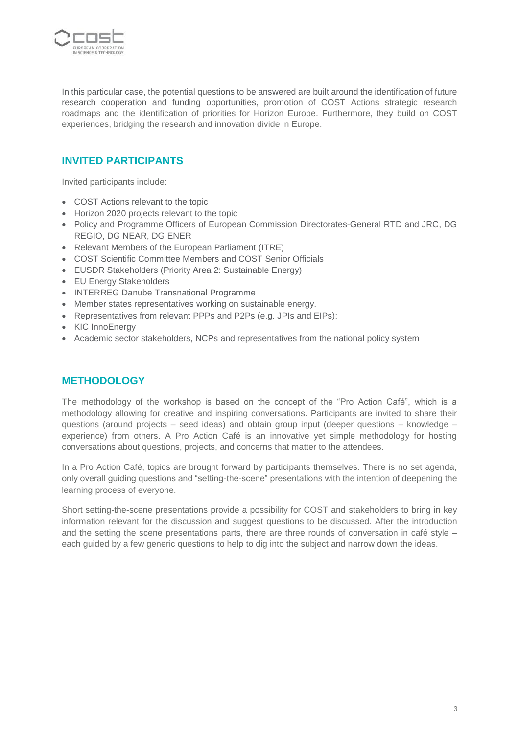In this particular case, the potential questions to be answered are built around the identification of future research cooperation and funding opportunities, promotion of COST Actions strategic research roadmaps and the identification of priorities for Horizon Europe. Furthermore, they build on COST experiences, bridging the research and innovation divide in Europe.

## INVITED PARTICIPANTS

Invited participants include:

- COST Actions relevant to the topic
- Horizon 2020 projects relevant to the topic
- Policy and Programme Officers of European Commission Directorates-General RTD and JRC, DG REGIO, DG NEAR, DG ENER
- Relevant Members of the European Parliament (ITRE)
- COST Scientific Committee Members and COST Senior Officials
- EUSDR Stakeholders (Priority Area 2: Sustainable Energy)
- EU Energy Stakeholders
- INTERREG Danube Transnational Programme
- Member states representatives working on sustainable energy.
- Representatives from relevant PPPs and P2Ps (e.g. JPIs and EIPs);
- KIC InnoEnergy
- Academic sector stakeholders, NCPs and representatives from the national policy system

## METHODOLOGY

The methodology of the workshop is based on the concept of the "Pro Action Café", which is a methodology allowing for creative and inspiring conversations. Participants are invited to share their questions (around projects – seed ideas) and obtain group input (deeper questions – knowledge – experience) from others. A Pro Action Café is an innovative yet simple methodology for hosting conversations about questions, projects, and concerns that matter to the attendees.

In a Pro Action Café, topics are brought forward by participants themselves. There is no set agenda, only overall guiding questions and "setting-the-scene" presentations with the intention of deepening the learning process of everyone.

Short setting-the-scene presentations provide a possibility for COST and stakeholders to bring in key information relevant for the discussion and suggest questions to be discussed. After the introduction and the setting the scene presentations parts, there are three rounds of conversation in café style – each guided by a few generic questions to help to dig into the subject and narrow down the ideas.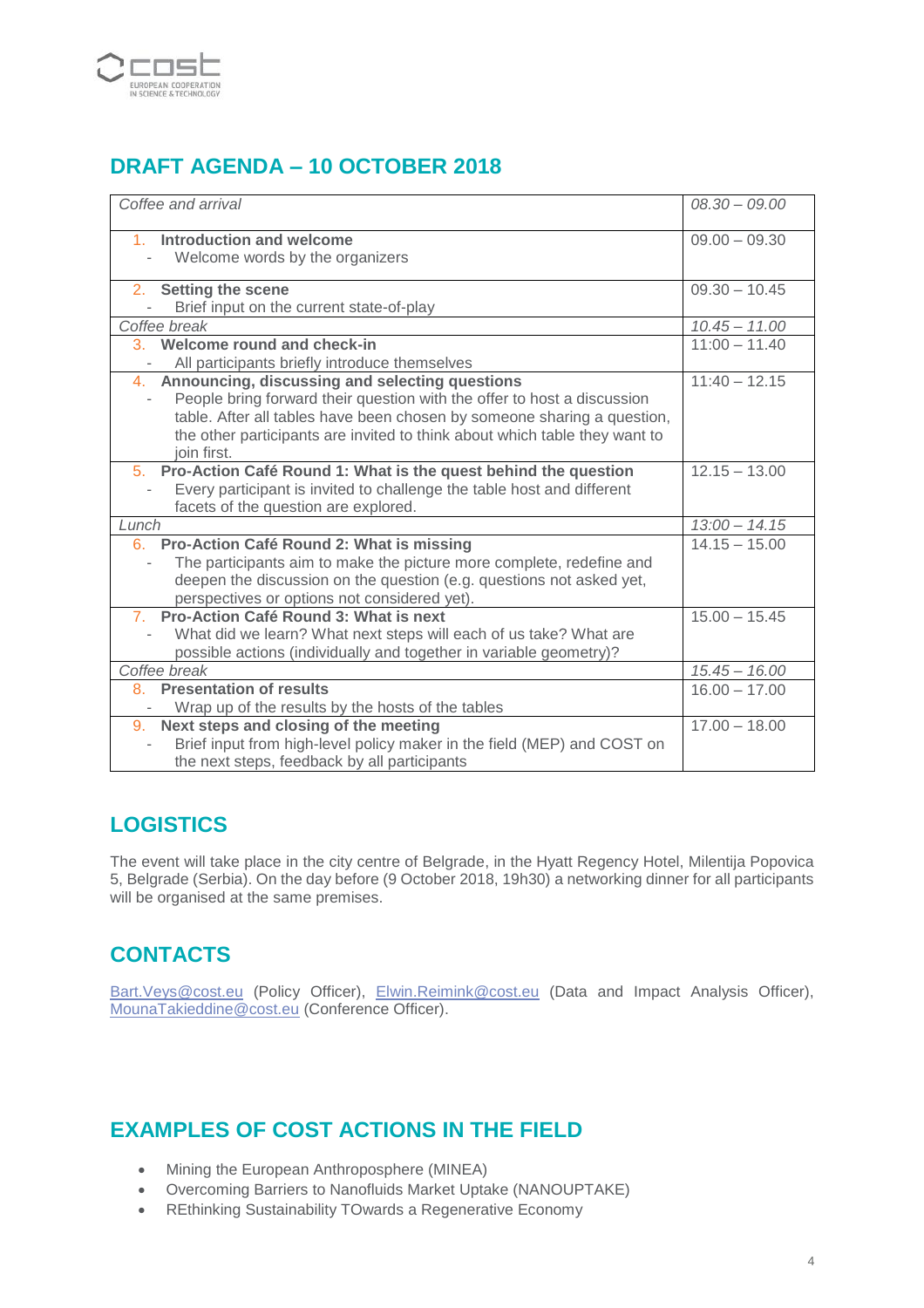## DRAFT AGENDA – 10 OCTOBER 2018

| | |
|---|---|
| *Coffee and arrival* | *08.30 – 09.00* |
| 1. **Introduction and welcome**<br>- Welcome words by the organizers | 09.00 – 09.30 |
| 2. **Setting the scene**<br>- Brief input on the current state-of-play | 09.30 – 10.45 |
| *Coffee break* | *10.45 – 11.00* |
| 3. **Welcome round and check-in**<br>- All participants briefly introduce themselves | 11:00 – 11.40 |
| 4. **Announcing, discussing and selecting questions**<br>- People bring forward their question with the offer to host a discussion table. After all tables have been chosen by someone sharing a question, the other participants are invited to think about which table they want to join first. | 11:40 – 12.15 |
| 5. **Pro-Action Café Round 1: What is the quest behind the question**<br>- Every participant is invited to challenge the table host and different facets of the question are explored. | 12.15 – 13.00 |
| *Lunch* | *13:00 – 14.15* |
| 6. **Pro-Action Café Round 2: What is missing**<br>- The participants aim to make the picture more complete, redefine and deepen the discussion on the question (e.g. questions not asked yet, perspectives or options not considered yet). | 14.15 – 15.00 |
| 7. **Pro-Action Café Round 3: What is next**<br>- What did we learn? What next steps will each of us take? What are possible actions (individually and together in variable geometry)? | 15.00 – 15.45 |
| *Coffee break* | *15.45 – 16.00* |
| 8. **Presentation of results**<br>- Wrap up of the results by the hosts of the tables | 16.00 – 17.00 |
| 9. **Next steps and closing of the meeting**<br>- Brief input from high-level policy maker in the field (MEP) and COST on the next steps, feedback by all participants | 17.00 – 18.00 |

## LOGISTICS

The event will take place in the city centre of Belgrade, in the Hyatt Regency Hotel, Milentija Popovica 5, Belgrade (Serbia). On the day before (9 October 2018, 19h30) a networking dinner for all participants will be organised at the same premises.

## CONTACTS

Bart.Veys@cost.eu (Policy Officer), Elwin.Reimink@cost.eu (Data and Impact Analysis Officer), MounaTakieddine@cost.eu (Conference Officer).

## EXAMPLES OF COST ACTIONS IN THE FIELD

- Mining the European Anthroposphere (MINEA)
- Overcoming Barriers to Nanofluids Market Uptake (NANOUPTAKE)
- REthinking Sustainability TOwards a Regenerative Economy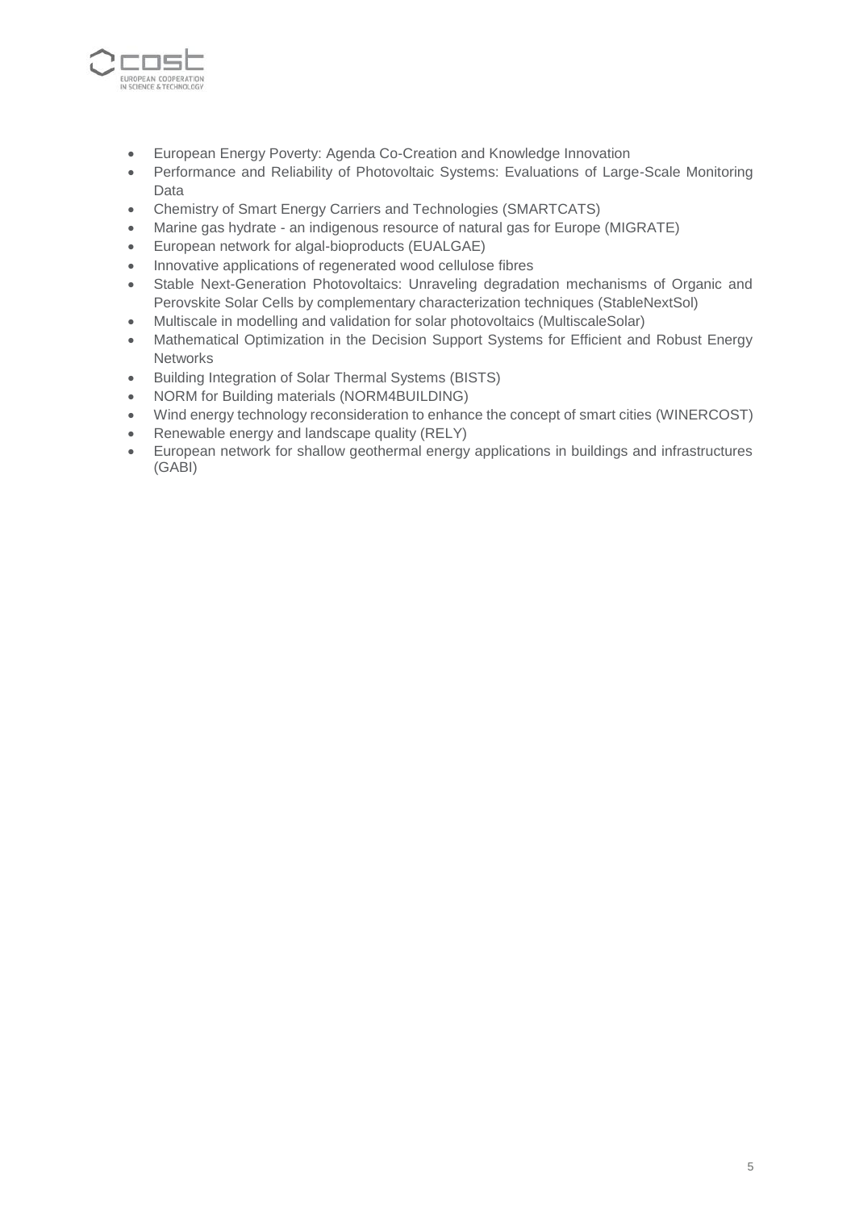- European Energy Poverty: Agenda Co-Creation and Knowledge Innovation
- Performance and Reliability of Photovoltaic Systems: Evaluations of Large-Scale Monitoring Data
- Chemistry of Smart Energy Carriers and Technologies (SMARTCATS)
- Marine gas hydrate - an indigenous resource of natural gas for Europe (MIGRATE)
- European network for algal-bioproducts (EUALGAE)
- Innovative applications of regenerated wood cellulose fibres
- Stable Next-Generation Photovoltaics: Unraveling degradation mechanisms of Organic and Perovskite Solar Cells by complementary characterization techniques (StableNextSol)
- Multiscale in modelling and validation for solar photovoltaics (MultiscaleSolar)
- Mathematical Optimization in the Decision Support Systems for Efficient and Robust Energy Networks
- Building Integration of Solar Thermal Systems (BISTS)
- NORM for Building materials (NORM4BUILDING)
- Wind energy technology reconsideration to enhance the concept of smart cities (WINERCOST)
- Renewable energy and landscape quality (RELY)
- European network for shallow geothermal energy applications in buildings and infrastructures (GABI)